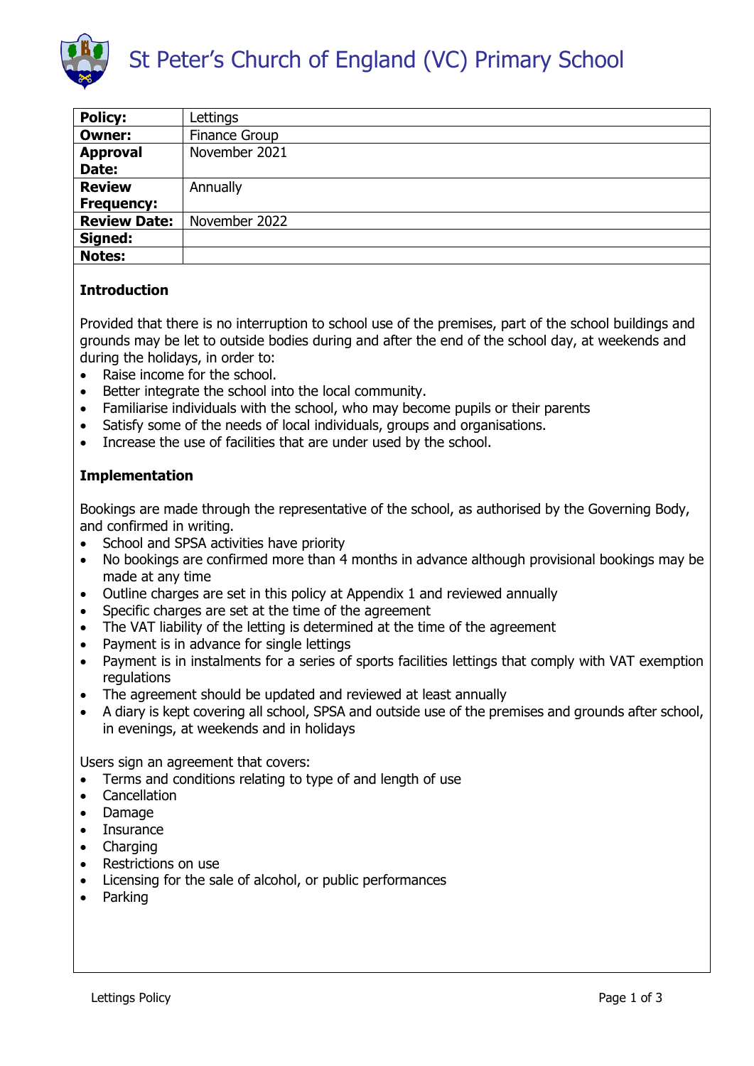# St Peter's Church of England (VC) Primary School

| **Policy:** | Lettings |
|---|---|
| **Owner:** | Finance Group |
| **Approval Date:** | November 2021 |
| **Review Frequency:** | Annually |
| **Review Date:** | November 2022 |
| **Signed:** | |
| **Notes:** | |

**Introduction**

Provided that there is no interruption to school use of the premises, part of the school buildings and grounds may be let to outside bodies during and after the end of the school day, at weekends and during the holidays, in order to:

- Raise income for the school.
- Better integrate the school into the local community.
- Familiarise individuals with the school, who may become pupils or their parents
- Satisfy some of the needs of local individuals, groups and organisations.
- Increase the use of facilities that are under used by the school.

**Implementation**

Bookings are made through the representative of the school, as authorised by the Governing Body, and confirmed in writing.

- School and SPSA activities have priority
- No bookings are confirmed more than 4 months in advance although provisional bookings may be made at any time
- Outline charges are set in this policy at Appendix 1 and reviewed annually
- Specific charges are set at the time of the agreement
- The VAT liability of the letting is determined at the time of the agreement
- Payment is in advance for single lettings
- Payment is in instalments for a series of sports facilities lettings that comply with VAT exemption regulations
- The agreement should be updated and reviewed at least annually
- A diary is kept covering all school, SPSA and outside use of the premises and grounds after school, in evenings, at weekends and in holidays

Users sign an agreement that covers:

- Terms and conditions relating to type of and length of use
- Cancellation
- Damage
- Insurance
- Charging
- Restrictions on use
- Licensing for the sale of alcohol, or public performances
- Parking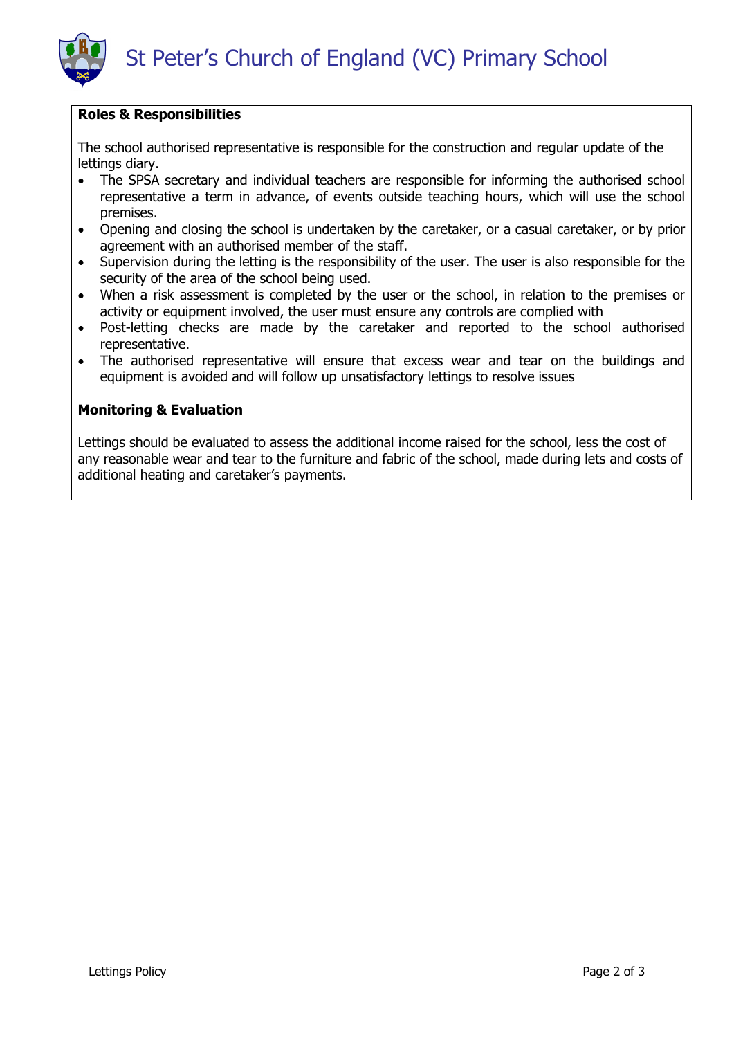**Roles & Responsibilities**

The school authorised representative is responsible for the construction and regular update of the lettings diary.

- The SPSA secretary and individual teachers are responsible for informing the authorised school representative a term in advance, of events outside teaching hours, which will use the school premises.
- Opening and closing the school is undertaken by the caretaker, or a casual caretaker, or by prior agreement with an authorised member of the staff.
- Supervision during the letting is the responsibility of the user. The user is also responsible for the security of the area of the school being used.
- When a risk assessment is completed by the user or the school, in relation to the premises or activity or equipment involved, the user must ensure any controls are complied with
- Post-letting checks are made by the caretaker and reported to the school authorised representative.
- The authorised representative will ensure that excess wear and tear on the buildings and equipment is avoided and will follow up unsatisfactory lettings to resolve issues

**Monitoring & Evaluation**

Lettings should be evaluated to assess the additional income raised for the school, less the cost of any reasonable wear and tear to the furniture and fabric of the school, made during lets and costs of additional heating and caretaker's payments.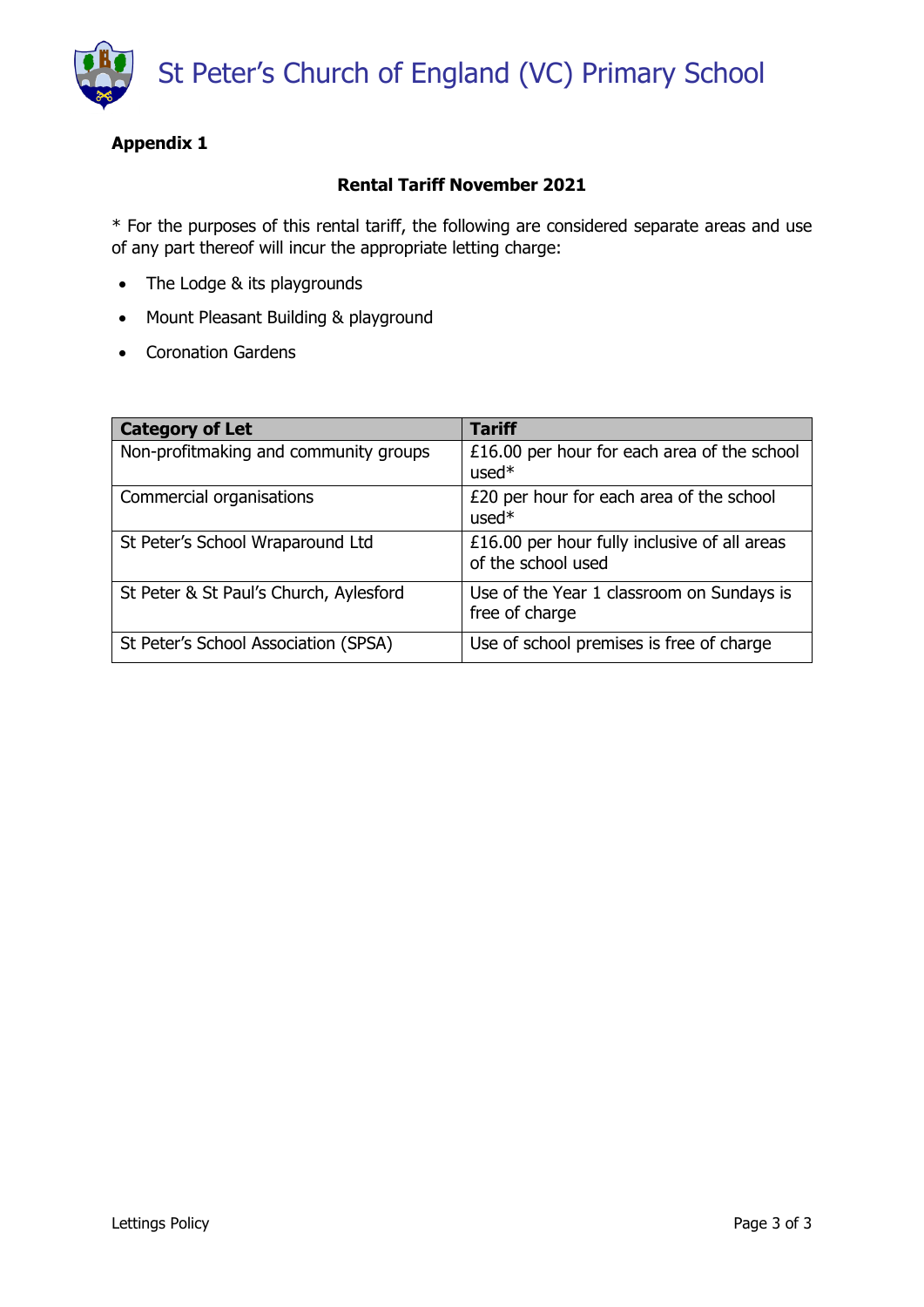## Appendix 1

### Rental Tariff November 2021

* For the purposes of this rental tariff, the following are considered separate areas and use of any part thereof will incur the appropriate letting charge:

- The Lodge & its playgrounds
- Mount Pleasant Building & playground
- Coronation Gardens

| Category of Let | Tariff |
|---|---|
| Non-profitmaking and community groups | £16.00 per hour for each area of the school used* |
| Commercial organisations | £20 per hour for each area of the school used* |
| St Peter's School Wraparound Ltd | £16.00 per hour fully inclusive of all areas of the school used |
| St Peter & St Paul's Church, Aylesford | Use of the Year 1 classroom on Sundays is free of charge |
| St Peter's School Association (SPSA) | Use of school premises is free of charge |